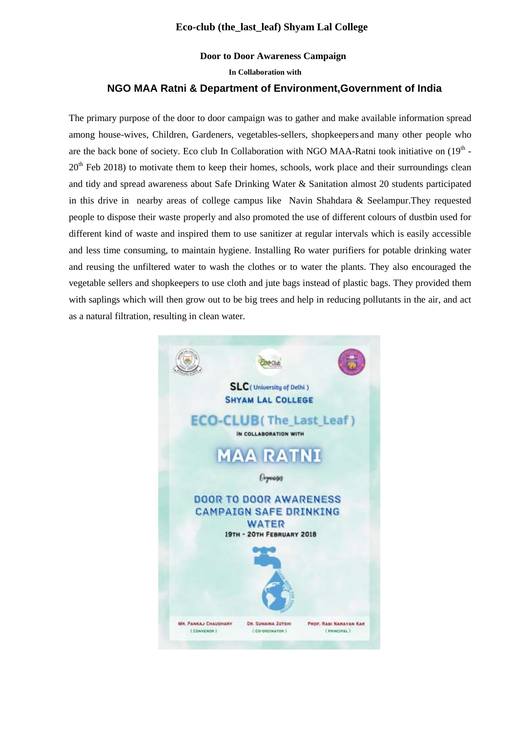# Eco-club (the_last_leaf) Shyam Lal College

## Door to Door Awareness Campaign

**In Collaboration with**

## NGO MAA Ratni & Department of Environment,Government of India

The primary purpose of the door to door campaign was to gather and make available information spread among house-wives, Children, Gardeners, vegetables-sellers, shopkeepers and many other people who are the back bone of society. Eco club In Collaboration with NGO MAA-Ratni took initiative on ($19^{th}$ - $20^{th}$ Feb 2018) to motivate them to keep their homes, schools, work place and their surroundings clean and tidy and spread awareness about Safe Drinking Water & Sanitation almost 20 students participated in this drive in nearby areas of college campus like Navin Shahdara & Seelampur.They requested people to dispose their waste properly and also promoted the use of different colours of dustbin used for different kind of waste and inspired them to use sanitizer at regular intervals which is easily accessible and less time consuming, to maintain hygiene. Installing Ro water purifiers for potable drinking water and reusing the unfiltered water to wash the clothes or to water the plants. They also encouraged the vegetable sellers and shopkeepers to use cloth and jute bags instead of plastic bags. They provided them with saplings which will then grow out to be big trees and help in reducing pollutants in the air, and act as a natural filtration, resulting in clean water.

SLC (University of Delhi)

SHYAM LAL COLLEGE

ECO-CLUB (The_Last_Leaf)

IN COLLABORATION WITH

MAA RATNI

Organises

DOOR TO DOOR AWARENESS CAMPAIGN SAFE DRINKING WATER

19TH - 20TH FEBRUARY 2018

MR. PANKAJ CHAUDHARY (CONVENOR) | DR. SUNAINA ZUTSHI (CO-ORDINATOR) | PROF. RABI NARAYAN KAR (PRINCIPAL)